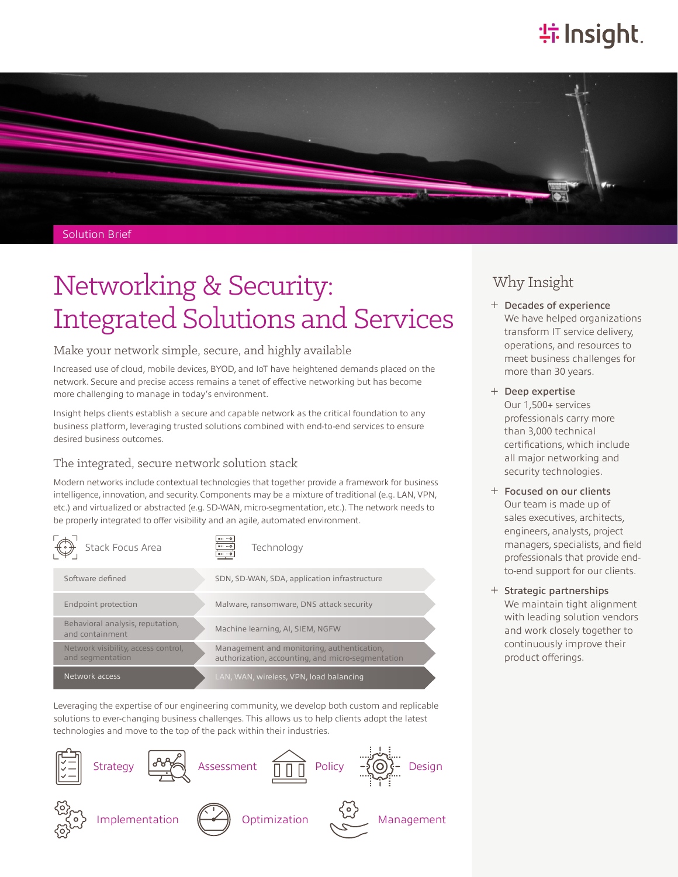Solution Brief

# Networking & Security: Integrated Solutions and Services

## Make your network simple, secure, and highly available

Increased use of cloud, mobile devices, BYOD, and IoT have heightened demands placed on the network. Secure and precise access remains a tenet of effective networking but has become more challenging to manage in today's environment.

Insight helps clients establish a secure and capable network as the critical foundation to any business platform, leveraging trusted solutions combined with end-to-end services to ensure desired business outcomes.

### The integrated, secure network solution stack

Modern networks include contextual technologies that together provide a framework for business intelligence, innovation, and security. Components may be a mixture of traditional (e.g. LAN, VPN, etc.) and virtualized or abstracted (e.g. SD-WAN, micro-segmentation, etc.). The network needs to be properly integrated to offer visibility and an agile, automated environment.

| Stack Focus Area | Technology |
|---|---|
| Software defined | SDN, SD-WAN, SDA, application infrastructure |
| Endpoint protection | Malware, ransomware, DNS attack security |
| Behavioral analysis, reputation, and containment | Machine learning, AI, SIEM, NGFW |
| Network visibility, access control, and segmentation | Management and monitoring, authentication, authorization, accounting, and micro-segmentation |
| Network access | LAN, WAN, wireless, VPN, load balancing |

Leveraging the expertise of our engineering community, we develop both custom and replicable solutions to ever-changing business challenges. This allows us to help clients adopt the latest technologies and move to the top of the pack within their industries.

Strategy · Assessment · Policy · Design · Implementation · Optimization · Management

## Why Insight

- **Decades of experience**
  We have helped organizations transform IT service delivery, operations, and resources to meet business challenges for more than 30 years.
- **Deep expertise**
  Our 1,500+ services professionals carry more than 3,000 technical certifications, which include all major networking and security technologies.
- **Focused on our clients**
  Our team is made up of sales executives, architects, engineers, analysts, project managers, specialists, and field professionals that provide end-to-end support for our clients.
- **Strategic partnerships**
  We maintain tight alignment with leading solution vendors and work closely together to continuously improve their product offerings.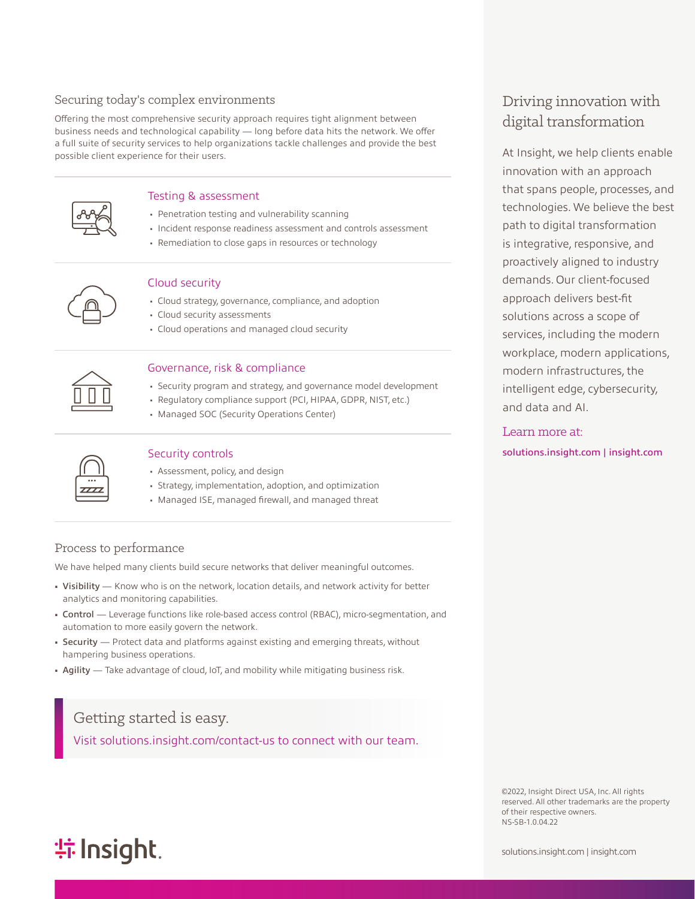## Securing today's complex environments

Offering the most comprehensive security approach requires tight alignment between business needs and technological capability — long before data hits the network. We offer a full suite of security services to help organizations tackle challenges and provide the best possible client experience for their users.

### Testing & assessment

- Penetration testing and vulnerability scanning
- Incident response readiness assessment and controls assessment
- Remediation to close gaps in resources or technology

### Cloud security

- Cloud strategy, governance, compliance, and adoption
- Cloud security assessments
- Cloud operations and managed cloud security

### Governance, risk & compliance

- Security program and strategy, and governance model development
- Regulatory compliance support (PCI, HIPAA, GDPR, NIST, etc.)
- Managed SOC (Security Operations Center)

### Security controls

- Assessment, policy, and design
- Strategy, implementation, adoption, and optimization
- Managed ISE, managed firewall, and managed threat

## Process to performance

We have helped many clients build secure networks that deliver meaningful outcomes.

- **Visibility** — Know who is on the network, location details, and network activity for better analytics and monitoring capabilities.
- **Control** — Leverage functions like role-based access control (RBAC), micro-segmentation, and automation to more easily govern the network.
- **Security** — Protect data and platforms against existing and emerging threats, without hampering business operations.
- **Agility** — Take advantage of cloud, IoT, and mobility while mitigating business risk.

## Getting started is easy.

Visit solutions.insight.com/contact-us to connect with our team.

## Driving innovation with digital transformation

At Insight, we help clients enable innovation with an approach that spans people, processes, and technologies. We believe the best path to digital transformation is integrative, responsive, and proactively aligned to industry demands. Our client-focused approach delivers best-fit solutions across a scope of services, including the modern workplace, modern applications, modern infrastructures, the intelligent edge, cybersecurity, and data and AI.

Learn more at:

solutions.insight.com | insight.com

©2022, Insight Direct USA, Inc. All rights reserved. All other trademarks are the property of their respective owners.
NS-SB-1.0.04.22

Insight.

solutions.insight.com | insight.com